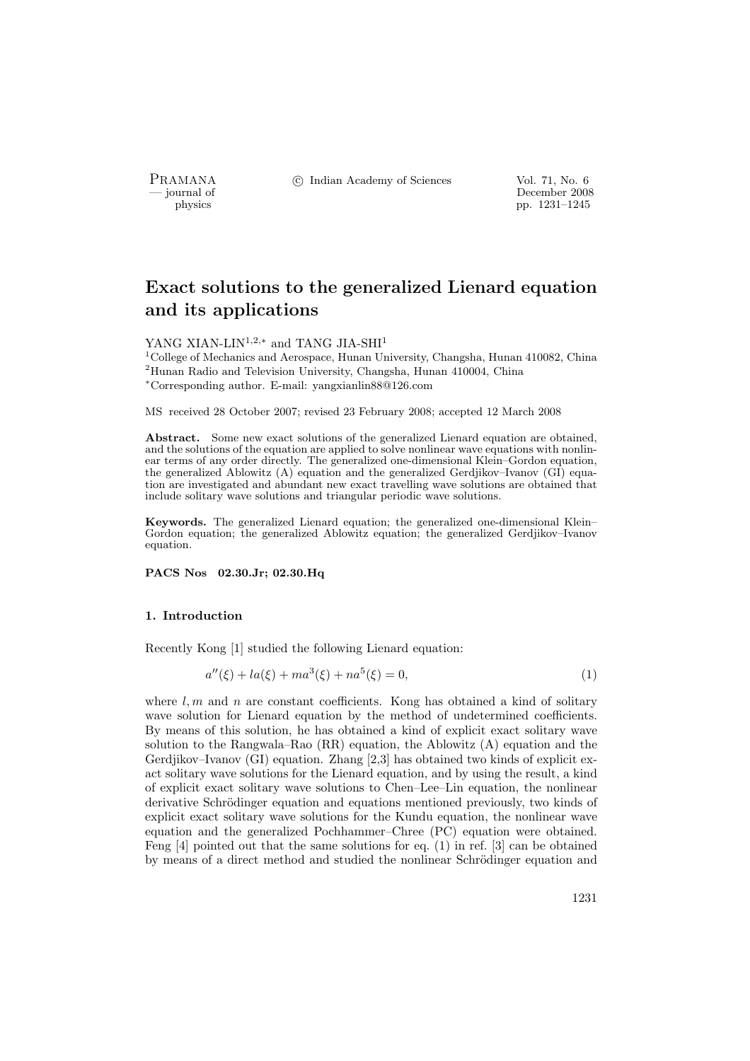# Exact solutions to the generalized Lienard equation and its applications

YANG XIAN-LIN[1,2,*] and TANG JIA-SHI[1]

[1]College of Mechanics and Aerospace, Hunan University, Changsha, Hunan 410082, China
[2]Hunan Radio and Television University, Changsha, Hunan 410004, China
[*]Corresponding author. E-mail: yangxianlin88@126.com

MS received 28 October 2007; revised 23 February 2008; accepted 12 March 2008

**Abstract.** Some new exact solutions of the generalized Lienard equation are obtained, and the solutions of the equation are applied to solve nonlinear wave equations with nonlinear terms of any order directly. The generalized one-dimensional Klein–Gordon equation, the generalized Ablowitz (A) equation and the generalized Gerdjikov–Ivanov (GI) equation are investigated and abundant new exact travelling wave solutions are obtained that include solitary wave solutions and triangular periodic wave solutions.

**Keywords.** The generalized Lienard equation; the generalized one-dimensional Klein–Gordon equation; the generalized Ablowitz equation; the generalized Gerdjikov–Ivanov equation.

**PACS Nos 02.30.Jr; 02.30.Hq**

## 1. Introduction

Recently Kong [1] studied the following Lienard equation:

$$a''(\xi) + la(\xi) + ma^3(\xi) + na^5(\xi) = 0, \tag{1}$$

where $l, m$ and $n$ are constant coefficients. Kong has obtained a kind of solitary wave solution for Lienard equation by the method of undetermined coefficients. By means of this solution, he has obtained a kind of explicit exact solitary wave solution to the Rangwala–Rao (RR) equation, the Ablowitz (A) equation and the Gerdjikov–Ivanov (GI) equation. Zhang [2,3] has obtained two kinds of explicit exact solitary wave solutions for the Lienard equation, and by using the result, a kind of explicit exact solitary wave solutions to Chen–Lee–Lin equation, the nonlinear derivative Schrödinger equation and equations mentioned previously, two kinds of explicit exact solitary wave solutions for the Kundu equation, the nonlinear wave equation and the generalized Pochhammer–Chree (PC) equation were obtained. Feng [4] pointed out that the same solutions for eq. (1) in ref. [3] can be obtained by means of a direct method and studied the nonlinear Schrödinger equation and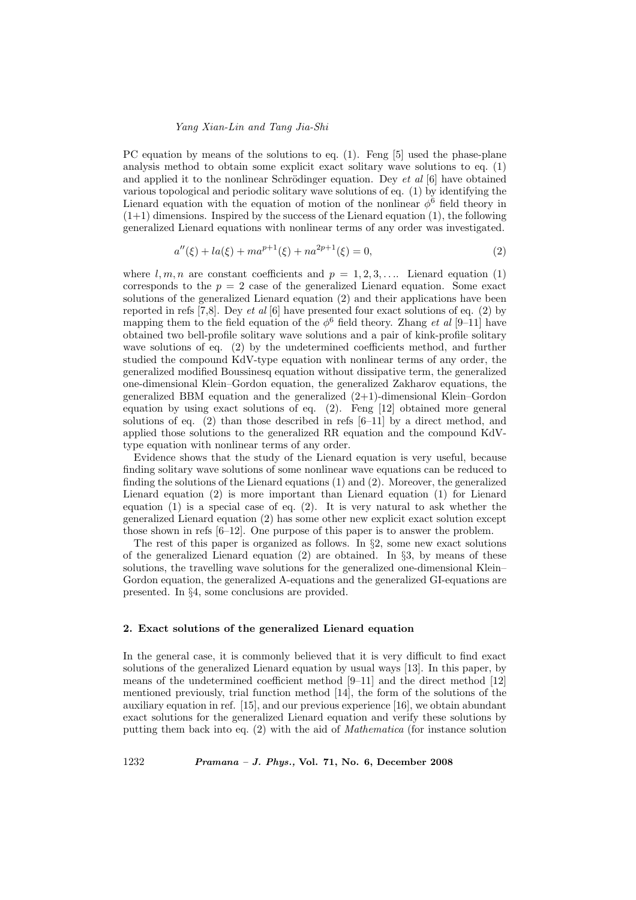PC equation by means of the solutions to eq. (1). Feng [5] used the phase-plane analysis method to obtain some explicit exact solitary wave solutions to eq. (1) and applied it to the nonlinear Schrödinger equation. Dey *et al* [6] have obtained various topological and periodic solitary wave solutions of eq. (1) by identifying the Lienard equation with the equation of motion of the nonlinear $\phi^6$ field theory in (1+1) dimensions. Inspired by the success of the Lienard equation (1), the following generalized Lienard equations with nonlinear terms of any order was investigated.

$$a''(\xi) + la(\xi) + ma^{p+1}(\xi) + na^{2p+1}(\xi) = 0, \tag{2}$$

where $l, m, n$ are constant coefficients and $p = 1, 2, 3, \ldots$. Lienard equation (1) corresponds to the $p = 2$ case of the generalized Lienard equation. Some exact solutions of the generalized Lienard equation (2) and their applications have been reported in refs [7,8]. Dey *et al* [6] have presented four exact solutions of eq. (2) by mapping them to the field equation of the $\phi^6$ field theory. Zhang *et al* [9–11] have obtained two bell-profile solitary wave solutions and a pair of kink-profile solitary wave solutions of eq. (2) by the undetermined coefficients method, and further studied the compound KdV-type equation with nonlinear terms of any order, the generalized modified Boussinesq equation without dissipative term, the generalized one-dimensional Klein–Gordon equation, the generalized Zakharov equations, the generalized BBM equation and the generalized (2+1)-dimensional Klein–Gordon equation by using exact solutions of eq. (2). Feng [12] obtained more general solutions of eq. (2) than those described in refs [6–11] by a direct method, and applied those solutions to the generalized RR equation and the compound KdV-type equation with nonlinear terms of any order.

Evidence shows that the study of the Lienard equation is very useful, because finding solitary wave solutions of some nonlinear wave equations can be reduced to finding the solutions of the Lienard equations (1) and (2). Moreover, the generalized Lienard equation (2) is more important than Lienard equation (1) for Lienard equation (1) is a special case of eq. (2). It is very natural to ask whether the generalized Lienard equation (2) has some other new explicit exact solution except those shown in refs [6–12]. One purpose of this paper is to answer the problem.

The rest of this paper is organized as follows. In §2, some new exact solutions of the generalized Lienard equation (2) are obtained. In §3, by means of these solutions, the travelling wave solutions for the generalized one-dimensional Klein–Gordon equation, the generalized A-equations and the generalized GI-equations are presented. In §4, some conclusions are provided.

## 2. Exact solutions of the generalized Lienard equation

In the general case, it is commonly believed that it is very difficult to find exact solutions of the generalized Lienard equation by usual ways [13]. In this paper, by means of the undetermined coefficient method [9–11] and the direct method [12] mentioned previously, trial function method [14], the form of the solutions of the auxiliary equation in ref. [15], and our previous experience [16], we obtain abundant exact solutions for the generalized Lienard equation and verify these solutions by putting them back into eq. (2) with the aid of *Mathematica* (for instance solution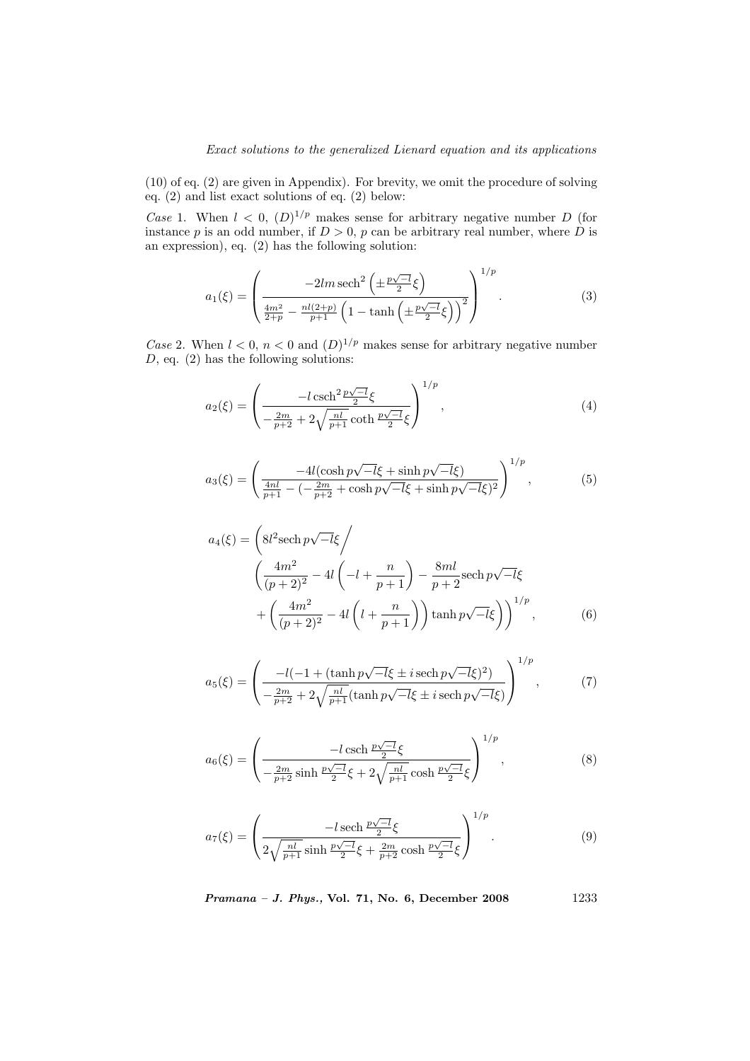(10) of eq. (2) are given in Appendix). For brevity, we omit the procedure of solving eq. (2) and list exact solutions of eq. (2) below:

*Case* 1. When $l < 0$, $(D)^{1/p}$ makes sense for arbitrary negative number $D$ (for instance $p$ is an odd number, if $D > 0$, $p$ can be arbitrary real number, where $D$ is an expression), eq. (2) has the following solution:

$$a_1(\xi) = \left( \frac{-2lm\,\mathrm{sech}^2\left(\pm\frac{p\sqrt{-l}}{2}\xi\right)}{\frac{4m^2}{2+p} - \frac{nl(2+p)}{p+1}\left(1 - \tanh\left(\pm\frac{p\sqrt{-l}}{2}\xi\right)\right)^2} \right)^{1/p}. \tag{3}$$

*Case* 2. When $l < 0$, $n < 0$ and $(D)^{1/p}$ makes sense for arbitrary negative number $D$, eq. (2) has the following solutions:

$$a_2(\xi) = \left( \frac{-l\,\mathrm{csch}^2\frac{p\sqrt{-l}}{2}\xi}{-\frac{2m}{p+2} + 2\sqrt{\frac{nl}{p+1}}\coth\frac{p\sqrt{-l}}{2}\xi} \right)^{1/p}, \tag{4}$$

$$a_3(\xi) = \left( \frac{-4l(\cosh p\sqrt{-l}\xi + \sinh p\sqrt{-l}\xi)}{\frac{4nl}{p+1} - (-\frac{2m}{p+2} + \cosh p\sqrt{-l}\xi + \sinh p\sqrt{-l}\xi)^2} \right)^{1/p}, \tag{5}$$

$$\begin{aligned} a_4(\xi) = &\left(8l^2\mathrm{sech}\,p\sqrt{-l}\xi \middle/ \right.\\ &\left(\frac{4m^2}{(p+2)^2} - 4l\left(-l + \frac{n}{p+1}\right) - \frac{8ml}{p+2}\mathrm{sech}\,p\sqrt{-l}\xi \right.\\ &\left.\left. + \left(\frac{4m^2}{(p+2)^2} - 4l\left(l + \frac{n}{p+1}\right)\right)\tanh p\sqrt{-l}\xi\right)\right)^{1/p}, \end{aligned} \tag{6}$$

$$a_5(\xi) = \left( \frac{-l(-1 + (\tanh p\sqrt{-l}\xi \pm i\,\mathrm{sech}\,p\sqrt{-l}\xi)^2)}{-\frac{2m}{p+2} + 2\sqrt{\frac{nl}{p+1}}(\tanh p\sqrt{-l}\xi \pm i\,\mathrm{sech}\,p\sqrt{-l}\xi)} \right)^{1/p}, \tag{7}$$

$$a_6(\xi) = \left( \frac{-l\,\mathrm{csch}\,\frac{p\sqrt{-l}}{2}\xi}{-\frac{2m}{p+2}\sinh\frac{p\sqrt{-l}}{2}\xi + 2\sqrt{\frac{nl}{p+1}}\cosh\frac{p\sqrt{-l}}{2}\xi} \right)^{1/p}, \tag{8}$$

$$a_7(\xi) = \left( \frac{-l\,\mathrm{sech}\,\frac{p\sqrt{-l}}{2}\xi}{2\sqrt{\frac{nl}{p+1}}\sinh\frac{p\sqrt{-l}}{2}\xi + \frac{2m}{p+2}\cosh\frac{p\sqrt{-l}}{2}\xi} \right)^{1/p}. \tag{9}$$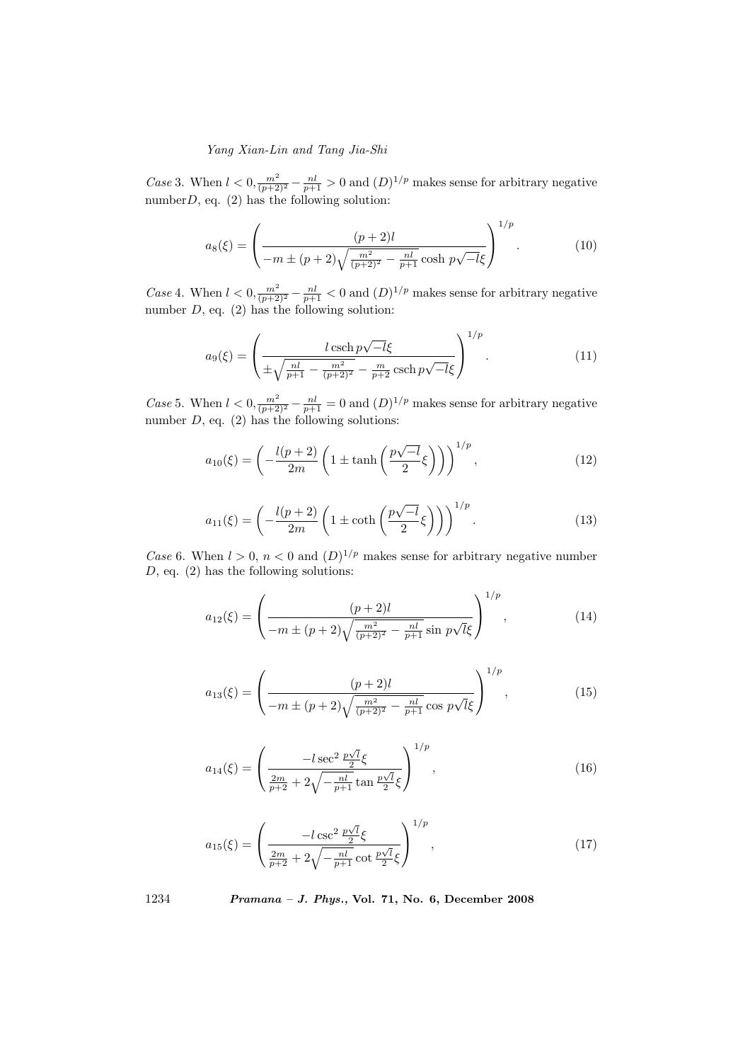*Case* 3. When $l < 0, \frac{m^2}{(p+2)^2} - \frac{nl}{p+1} > 0$ and $(D)^{1/p}$ makes sense for arbitrary negative number$D$, eq. (2) has the following solution:

$$a_8(\xi) = \left( \frac{(p+2)l}{-m \pm (p+2)\sqrt{\frac{m^2}{(p+2)^2} - \frac{nl}{p+1}} \cosh p\sqrt{-l}\xi} \right)^{1/p}. \tag{10}$$

*Case* 4. When $l < 0, \frac{m^2}{(p+2)^2} - \frac{nl}{p+1} < 0$ and $(D)^{1/p}$ makes sense for arbitrary negative number $D$, eq. (2) has the following solution:

$$a_9(\xi) = \left( \frac{l \operatorname{csch} p\sqrt{-l}\xi}{\pm\sqrt{\frac{nl}{p+1} - \frac{m^2}{(p+2)^2}} - \frac{m}{p+2} \operatorname{csch} p\sqrt{-l}\xi} \right)^{1/p}. \tag{11}$$

*Case* 5. When $l < 0, \frac{m^2}{(p+2)^2} - \frac{nl}{p+1} = 0$ and $(D)^{1/p}$ makes sense for arbitrary negative number $D$, eq. (2) has the following solutions:

$$a_{10}(\xi) = \left( -\frac{l(p+2)}{2m} \left( 1 \pm \tanh\left( \frac{p\sqrt{-l}}{2}\xi \right) \right) \right)^{1/p}, \tag{12}$$

$$a_{11}(\xi) = \left( -\frac{l(p+2)}{2m} \left( 1 \pm \coth\left( \frac{p\sqrt{-l}}{2}\xi \right) \right) \right)^{1/p}. \tag{13}$$

*Case* 6. When $l > 0$, $n < 0$ and $(D)^{1/p}$ makes sense for arbitrary negative number $D$, eq. (2) has the following solutions:

$$a_{12}(\xi) = \left( \frac{(p+2)l}{-m \pm (p+2)\sqrt{\frac{m^2}{(p+2)^2} - \frac{nl}{p+1}} \sin p\sqrt{l}\xi} \right)^{1/p}, \tag{14}$$

$$a_{13}(\xi) = \left( \frac{(p+2)l}{-m \pm (p+2)\sqrt{\frac{m^2}{(p+2)^2} - \frac{nl}{p+1}} \cos p\sqrt{l}\xi} \right)^{1/p}, \tag{15}$$

$$a_{14}(\xi) = \left( \frac{-l \sec^2 \frac{p\sqrt{l}}{2}\xi}{\frac{2m}{p+2} + 2\sqrt{-\frac{nl}{p+1}} \tan \frac{p\sqrt{l}}{2}\xi} \right)^{1/p}, \tag{16}$$

$$a_{15}(\xi) = \left( \frac{-l \csc^2 \frac{p\sqrt{l}}{2}\xi}{\frac{2m}{p+2} + 2\sqrt{-\frac{nl}{p+1}} \cot \frac{p\sqrt{l}}{2}\xi} \right)^{1/p}, \tag{17}$$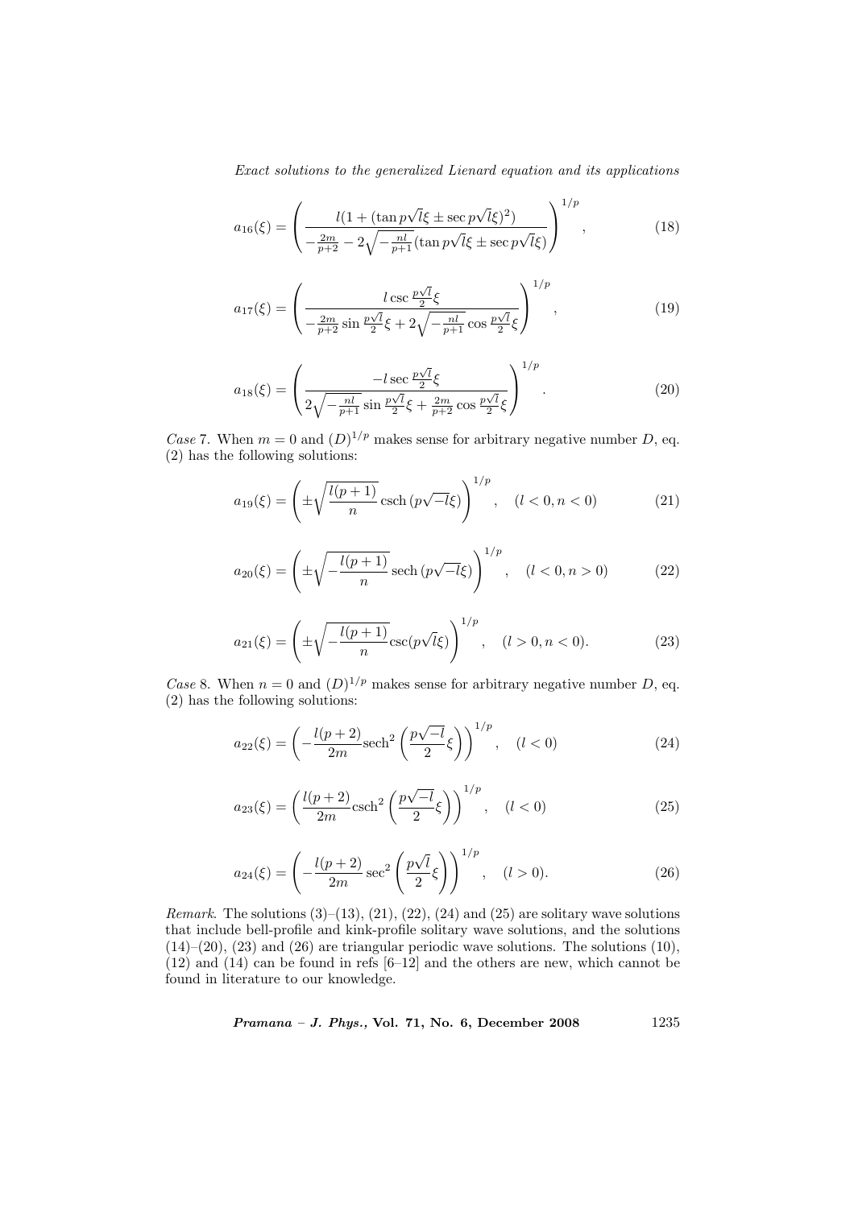$$a_{16}(\xi) = \left( \frac{l(1 + (\tan p\sqrt{l}\xi \pm \sec p\sqrt{l}\xi)^2)}{-\frac{2m}{p+2} - 2\sqrt{-\frac{nl}{p+1}}(\tan p\sqrt{l}\xi \pm \sec p\sqrt{l}\xi)} \right)^{1/p}, \tag{18}$$

$$a_{17}(\xi) = \left( \frac{l \csc \frac{p\sqrt{l}}{2}\xi}{-\frac{2m}{p+2} \sin \frac{p\sqrt{l}}{2}\xi + 2\sqrt{-\frac{nl}{p+1}} \cos \frac{p\sqrt{l}}{2}\xi} \right)^{1/p}, \tag{19}$$

$$a_{18}(\xi) = \left( \frac{-l \sec \frac{p\sqrt{l}}{2}\xi}{2\sqrt{-\frac{nl}{p+1}} \sin \frac{p\sqrt{l}}{2}\xi + \frac{2m}{p+2} \cos \frac{p\sqrt{l}}{2}\xi} \right)^{1/p}. \tag{20}$$

*Case* 7. When $m = 0$ and $(D)^{1/p}$ makes sense for arbitrary negative number $D$, eq. (2) has the following solutions:

$$a_{19}(\xi) = \left( \pm\sqrt{\frac{l(p+1)}{n}} \operatorname{csch}(p\sqrt{-l}\xi) \right)^{1/p}, \quad (l < 0, n < 0) \tag{21}$$

$$a_{20}(\xi) = \left( \pm\sqrt{-\frac{l(p+1)}{n}} \operatorname{sech}(p\sqrt{-l}\xi) \right)^{1/p}, \quad (l < 0, n > 0) \tag{22}$$

$$a_{21}(\xi) = \left( \pm\sqrt{-\frac{l(p+1)}{n}} \csc(p\sqrt{l}\xi) \right)^{1/p}, \quad (l > 0, n < 0). \tag{23}$$

*Case* 8. When $n = 0$ and $(D)^{1/p}$ makes sense for arbitrary negative number $D$, eq. (2) has the following solutions:

$$a_{22}(\xi) = \left( -\frac{l(p+2)}{2m} \operatorname{sech}^2 \left( \frac{p\sqrt{-l}}{2}\xi \right) \right)^{1/p}, \quad (l < 0) \tag{24}$$

$$a_{23}(\xi) = \left( \frac{l(p+2)}{2m} \operatorname{csch}^2 \left( \frac{p\sqrt{-l}}{2}\xi \right) \right)^{1/p}, \quad (l < 0) \tag{25}$$

$$a_{24}(\xi) = \left( -\frac{l(p+2)}{2m} \sec^2 \left( \frac{p\sqrt{l}}{2}\xi \right) \right)^{1/p}, \quad (l > 0). \tag{26}$$

*Remark*. The solutions (3)–(13), (21), (22), (24) and (25) are solitary wave solutions that include bell-profile and kink-profile solitary wave solutions, and the solutions (14)–(20), (23) and (26) are triangular periodic wave solutions. The solutions (10), (12) and (14) can be found in refs [6–12] and the others are new, which cannot be found in literature to our knowledge.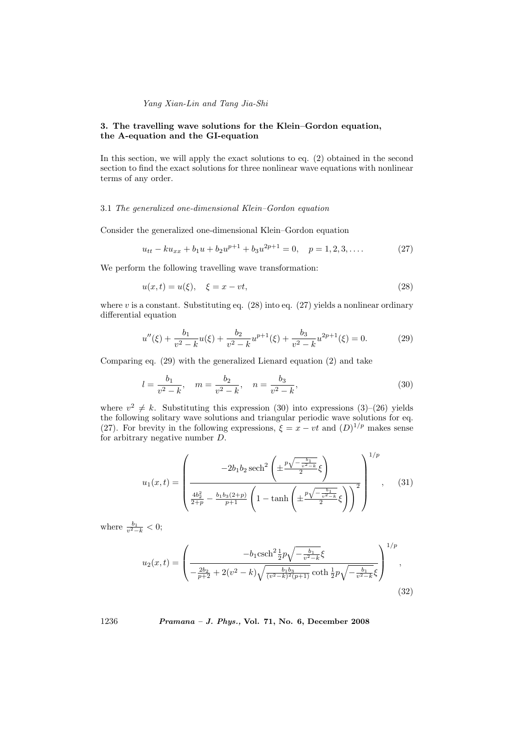## 3. The travelling wave solutions for the Klein–Gordon equation, the A-equation and the GI-equation

In this section, we will apply the exact solutions to eq. (2) obtained in the second section to find the exact solutions for three nonlinear wave equations with nonlinear terms of any order.

### 3.1 *The generalized one-dimensional Klein–Gordon equation*

Consider the generalized one-dimensional Klein–Gordon equation

$$u_{tt} - ku_{xx} + b_1 u + b_2 u^{p+1} + b_3 u^{2p+1} = 0, \quad p = 1, 2, 3, \ldots. \tag{27}$$

We perform the following travelling wave transformation:

$$u(x,t) = u(\xi), \quad \xi = x - vt, \tag{28}$$

where $v$ is a constant. Substituting eq. (28) into eq. (27) yields a nonlinear ordinary differential equation

$$u''(\xi) + \frac{b_1}{v^2 - k} u(\xi) + \frac{b_2}{v^2 - k} u^{p+1}(\xi) + \frac{b_3}{v^2 - k} u^{2p+1}(\xi) = 0. \tag{29}$$

Comparing eq. (29) with the generalized Lienard equation (2) and take

$$l = \frac{b_1}{v^2 - k}, \quad m = \frac{b_2}{v^2 - k}, \quad n = \frac{b_3}{v^2 - k}, \tag{30}$$

where $v^2 \neq k$. Substituting this expression (30) into expressions (3)–(26) yields the following solitary wave solutions and triangular periodic wave solutions for eq. (27). For brevity in the following expressions, $\xi = x - vt$ and $(D)^{1/p}$ makes sense for arbitrary negative number $D$.

$$u_1(x,t) = \left( \frac{-2b_1 b_2 \operatorname{sech}^2\left(\pm \frac{p\sqrt{-\frac{b_1}{v^2-k}}}{2}\xi\right)}{\frac{4b_2^2}{2+p} - \frac{b_1 b_3 (2+p)}{p+1}\left(1 - \tanh\left(\pm \frac{p\sqrt{-\frac{b_1}{v^2-k}}}{2}\xi\right)\right)^2} \right)^{1/p}, \tag{31}$$

where $\frac{b_1}{v^2-k} < 0$;

$$u_2(x,t) = \left( \frac{-b_1 \operatorname{csch}^2 \frac{1}{2}p\sqrt{-\frac{b_1}{v^2-k}}\xi}{-\frac{2b_2}{p+2} + 2(v^2-k)\sqrt{\frac{b_1 b_3}{(v^2-k)^2(p+1)}} \coth \frac{1}{2}p\sqrt{-\frac{b_1}{v^2-k}}\xi} \right)^{1/p}, \tag{32}$$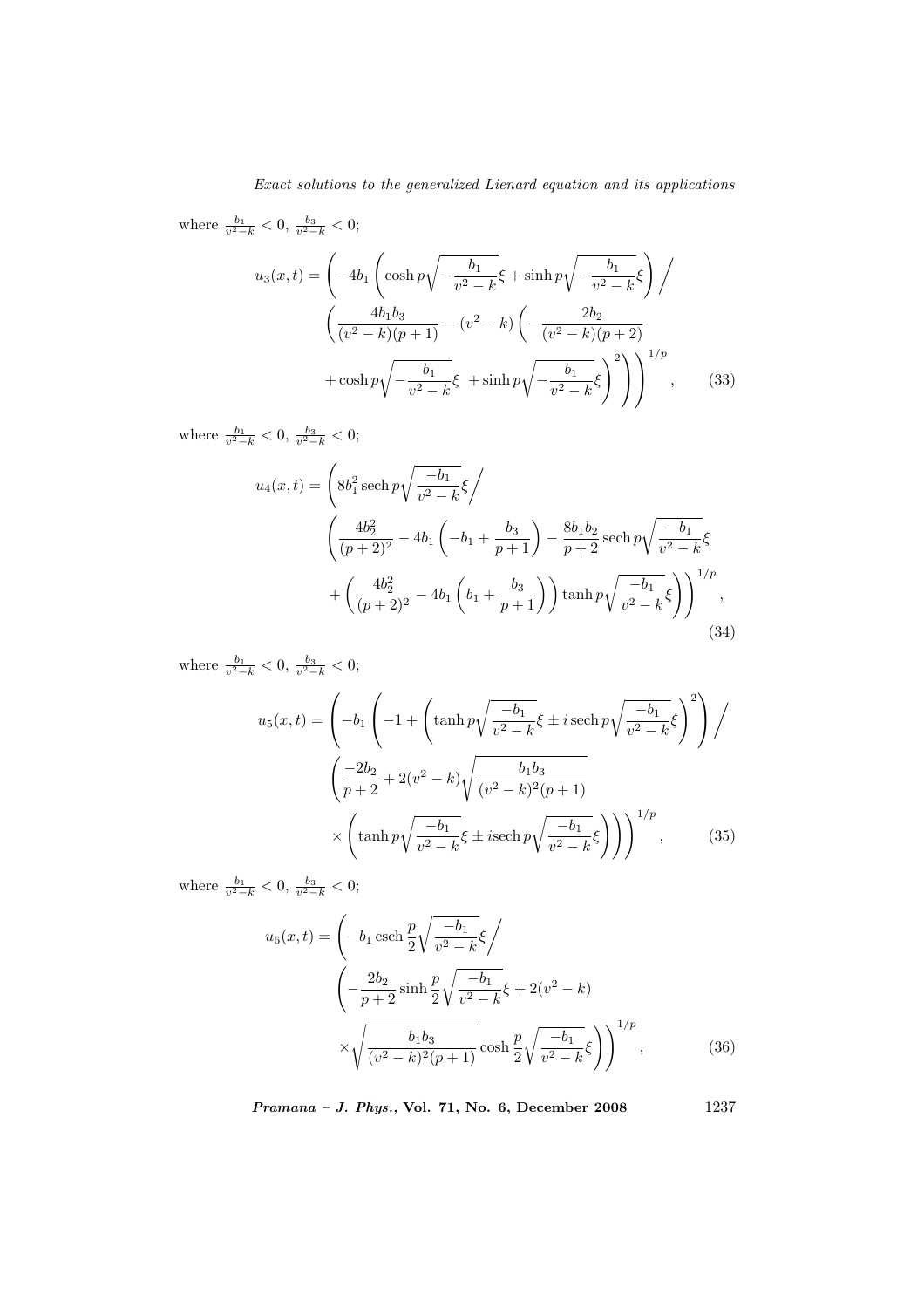where $\frac{b_1}{v^2-k}<0,\ \frac{b_3}{v^2-k}<0$;

$$u_3(x,t)=\left(-4b_1\left(\cosh p\sqrt{-\frac{b_1}{v^2-k}}\xi+\sinh p\sqrt{-\frac{b_1}{v^2-k}}\xi\right)\Bigg/ \left(\frac{4b_1b_3}{(v^2-k)(p+1)}-(v^2-k)\left(-\frac{2b_2}{(v^2-k)(p+2)}+\cosh p\sqrt{-\frac{b_1}{v^2-k}}\xi\ +\sinh p\sqrt{-\frac{b_1}{v^2-k}}\xi\right)^2\right)\right)^{1/p}, \tag{33}$$

where $\frac{b_1}{v^2-k}<0,\ \frac{b_3}{v^2-k}<0$;

$$u_4(x,t)=\left(8b_1^2\,\mathrm{sech}\,p\sqrt{\frac{-b_1}{v^2-k}}\xi\Bigg/ \left(\frac{4b_2^2}{(p+2)^2}-4b_1\left(-b_1+\frac{b_3}{p+1}\right)-\frac{8b_1b_2}{p+2}\,\mathrm{sech}\,p\sqrt{\frac{-b_1}{v^2-k}}\xi+\left(\frac{4b_2^2}{(p+2)^2}-4b_1\left(b_1+\frac{b_3}{p+1}\right)\right)\tanh p\sqrt{\frac{-b_1}{v^2-k}}\xi\right)\right)^{1/p}, \tag{34}$$

where $\frac{b_1}{v^2-k}<0,\ \frac{b_3}{v^2-k}<0$;

$$u_5(x,t)=\left(-b_1\left(-1+\left(\tanh p\sqrt{\frac{-b_1}{v^2-k}}\xi\pm i\,\mathrm{sech}\,p\sqrt{\frac{-b_1}{v^2-k}}\xi\right)^2\right)\Bigg/ \left(\frac{-2b_2}{p+2}+2(v^2-k)\sqrt{\frac{b_1b_3}{(v^2-k)^2(p+1)}}\times\left(\tanh p\sqrt{\frac{-b_1}{v^2-k}}\xi\pm i\,\mathrm{sech}\,p\sqrt{\frac{-b_1}{v^2-k}}\xi\right)\right)\right)^{1/p}, \tag{35}$$

where $\frac{b_1}{v^2-k}<0,\ \frac{b_3}{v^2-k}<0$;

$$u_6(x,t)=\left(-b_1\,\mathrm{csch}\,\frac{p}{2}\sqrt{\frac{-b_1}{v^2-k}}\xi\Bigg/ \left(-\frac{2b_2}{p+2}\sinh\frac{p}{2}\sqrt{\frac{-b_1}{v^2-k}}\xi+2(v^2-k)\times\sqrt{\frac{b_1b_3}{(v^2-k)^2(p+1)}}\cosh\frac{p}{2}\sqrt{\frac{-b_1}{v^2-k}}\xi\right)\right)^{1/p}, \tag{36}$$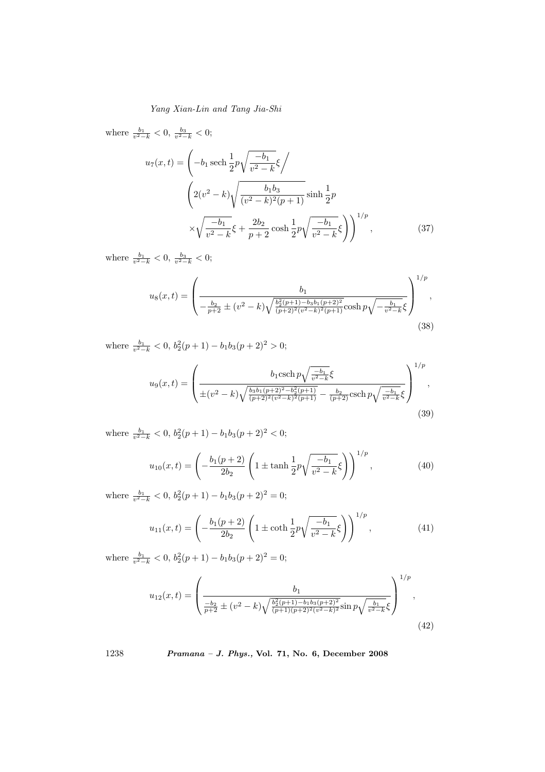where $\frac{b_1}{v^2-k} < 0,\ \frac{b_3}{v^2-k} < 0$;

$$u_7(x,t) = \left( -b_1 \operatorname{sech} \frac{1}{2} p \sqrt{\frac{-b_1}{v^2-k}} \xi \middle/ \left( 2(v^2-k) \sqrt{\frac{b_1 b_3}{(v^2-k)^2(p+1)}} \sinh \frac{1}{2} p \times \sqrt{\frac{-b_1}{v^2-k}} \xi + \frac{2b_2}{p+2} \cosh \frac{1}{2} p \sqrt{\frac{-b_1}{v^2-k}} \xi \right) \right)^{1/p}, \tag{37}$$

where $\frac{b_1}{v^2-k} < 0,\ \frac{b_3}{v^2-k} < 0$;

$$u_8(x,t) = \left( \frac{b_1}{-\frac{b_2}{p+2} \pm (v^2-k) \sqrt{\frac{b_2^2(p+1) - b_3 b_1 (p+2)^2}{(p+2)^2 (v^2-k)^2 (p+1)}} \cosh p \sqrt{-\frac{b_1}{v^2-k}} \xi} \right)^{1/p}, \tag{38}$$

where $\frac{b_1}{v^2-k} < 0,\ b_2^2(p+1) - b_1 b_3 (p+2)^2 > 0$;

$$u_9(x,t) = \left( \frac{b_1 \operatorname{csch} p \sqrt{\frac{-b_1}{v^2-k}} \xi}{\pm (v^2-k) \sqrt{\frac{b_3 b_1 (p+2)^2 - b_2^2 (p+1)}{(p+2)^2 (v^2-k)^2 (p+1)}} - \frac{b_2}{(p+2)} \operatorname{csch} p \sqrt{\frac{-b_1}{v^2-k}} \xi} \right)^{1/p}, \tag{39}$$

where $\frac{b_1}{v^2-k} < 0,\ b_2^2(p+1) - b_1 b_3 (p+2)^2 < 0$;

$$u_{10}(x,t) = \left( -\frac{b_1(p+2)}{2b_2} \left( 1 \pm \tanh \frac{1}{2} p \sqrt{\frac{-b_1}{v^2-k}} \xi \right) \right)^{1/p}, \tag{40}$$

where $\frac{b_1}{v^2-k} < 0,\ b_2^2(p+1) - b_1 b_3 (p+2)^2 = 0$;

$$u_{11}(x,t) = \left( -\frac{b_1(p+2)}{2b_2} \left( 1 \pm \coth \frac{1}{2} p \sqrt{\frac{-b_1}{v^2-k}} \xi \right) \right)^{1/p}, \tag{41}$$

where $\frac{b_1}{v^2-k} < 0,\ b_2^2(p+1) - b_1 b_3 (p+2)^2 = 0$;

$$u_{12}(x,t) = \left( \frac{b_1}{\frac{-b_2}{p+2} \pm (v^2-k) \sqrt{\frac{b_2^2(p+1) - b_1 b_3 (p+2)^2}{(p+1)(p+2)^2 (v^2-k)^2}} \sin p \sqrt{\frac{b_1}{v^2-k}} \xi} \right)^{1/p}, \tag{42}$$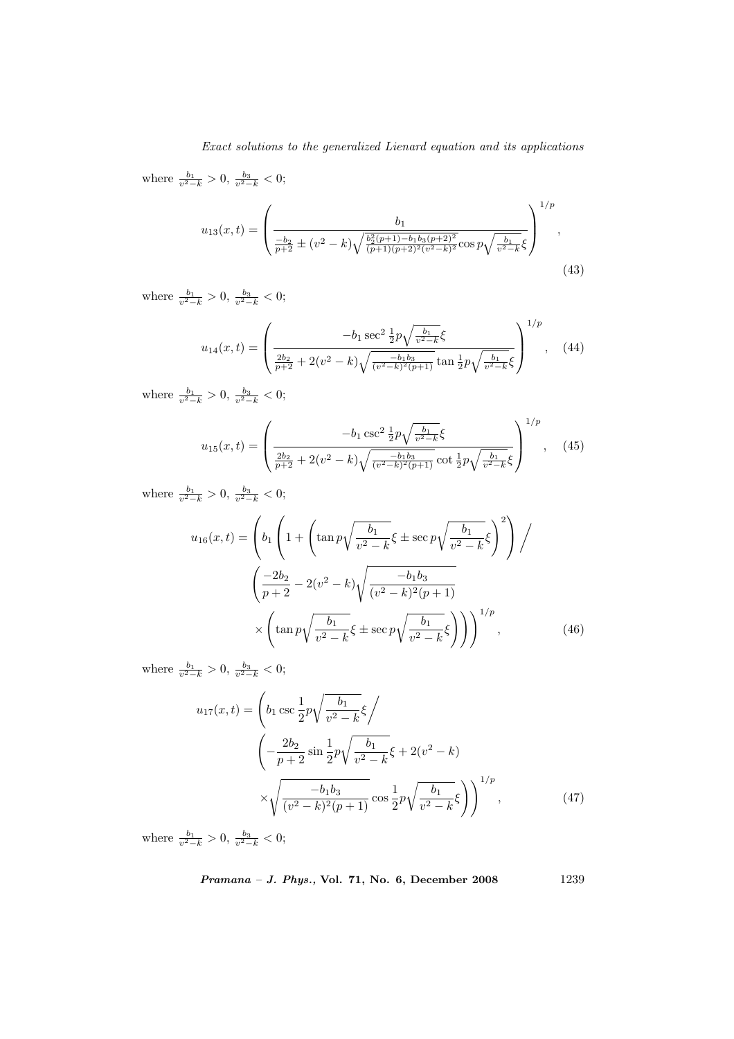where $\frac{b_1}{v^2-k} > 0,\ \frac{b_3}{v^2-k} < 0$;

$$u_{13}(x,t) = \left( \frac{b_1}{\frac{-b_2}{p+2} \pm (v^2-k)\sqrt{\frac{b_2^2(p+1)-b_1b_3(p+2)^2}{(p+1)(p+2)^2(v^2-k)^2}} \cos p\sqrt{\frac{b_1}{v^2-k}}\xi} \right)^{1/p}, \tag{43}$$

where $\frac{b_1}{v^2-k} > 0,\ \frac{b_3}{v^2-k} < 0$;

$$u_{14}(x,t) = \left( \frac{-b_1 \sec^2 \frac{1}{2}p\sqrt{\frac{b_1}{v^2-k}}\xi}{\frac{2b_2}{p+2} + 2(v^2-k)\sqrt{\frac{-b_1b_3}{(v^2-k)^2(p+1)}} \tan \frac{1}{2}p\sqrt{\frac{b_1}{v^2-k}}\xi} \right)^{1/p}, \tag{44}$$

where $\frac{b_1}{v^2-k} > 0,\ \frac{b_3}{v^2-k} < 0$;

$$u_{15}(x,t) = \left( \frac{-b_1 \csc^2 \frac{1}{2}p\sqrt{\frac{b_1}{v^2-k}}\xi}{\frac{2b_2}{p+2} + 2(v^2-k)\sqrt{\frac{-b_1b_3}{(v^2-k)^2(p+1)}} \cot \frac{1}{2}p\sqrt{\frac{b_1}{v^2-k}}\xi} \right)^{1/p}, \tag{45}$$

where $\frac{b_1}{v^2-k} > 0,\ \frac{b_3}{v^2-k} < 0$;

$$\begin{aligned} u_{16}(x,t) = \Bigg( & b_1 \left( 1 + \left( \tan p\sqrt{\frac{b_1}{v^2-k}}\xi \pm \sec p\sqrt{\frac{b_1}{v^2-k}}\xi \right)^2 \right) \Bigg/ \\ & \left( \frac{-2b_2}{p+2} - 2(v^2-k)\sqrt{\frac{-b_1b_3}{(v^2-k)^2(p+1)}} \right. \\ & \left. \times \left( \tan p\sqrt{\frac{b_1}{v^2-k}}\xi \pm \sec p\sqrt{\frac{b_1}{v^2-k}}\xi \right) \right) \Bigg)^{1/p}, \end{aligned} \tag{46}$$

where $\frac{b_1}{v^2-k} > 0,\ \frac{b_3}{v^2-k} < 0$;

$$\begin{aligned} u_{17}(x,t) = \Bigg( & b_1 \csc \frac{1}{2}p\sqrt{\frac{b_1}{v^2-k}}\xi \Bigg/ \\ & \left( -\frac{2b_2}{p+2} \sin \frac{1}{2}p\sqrt{\frac{b_1}{v^2-k}}\xi + 2(v^2-k) \right. \\ & \left. \times \sqrt{\frac{-b_1b_3}{(v^2-k)^2(p+1)}} \cos \frac{1}{2}p\sqrt{\frac{b_1}{v^2-k}}\xi \right) \Bigg)^{1/p}, \end{aligned} \tag{47}$$

where $\frac{b_1}{v^2-k} > 0,\ \frac{b_3}{v^2-k} < 0$;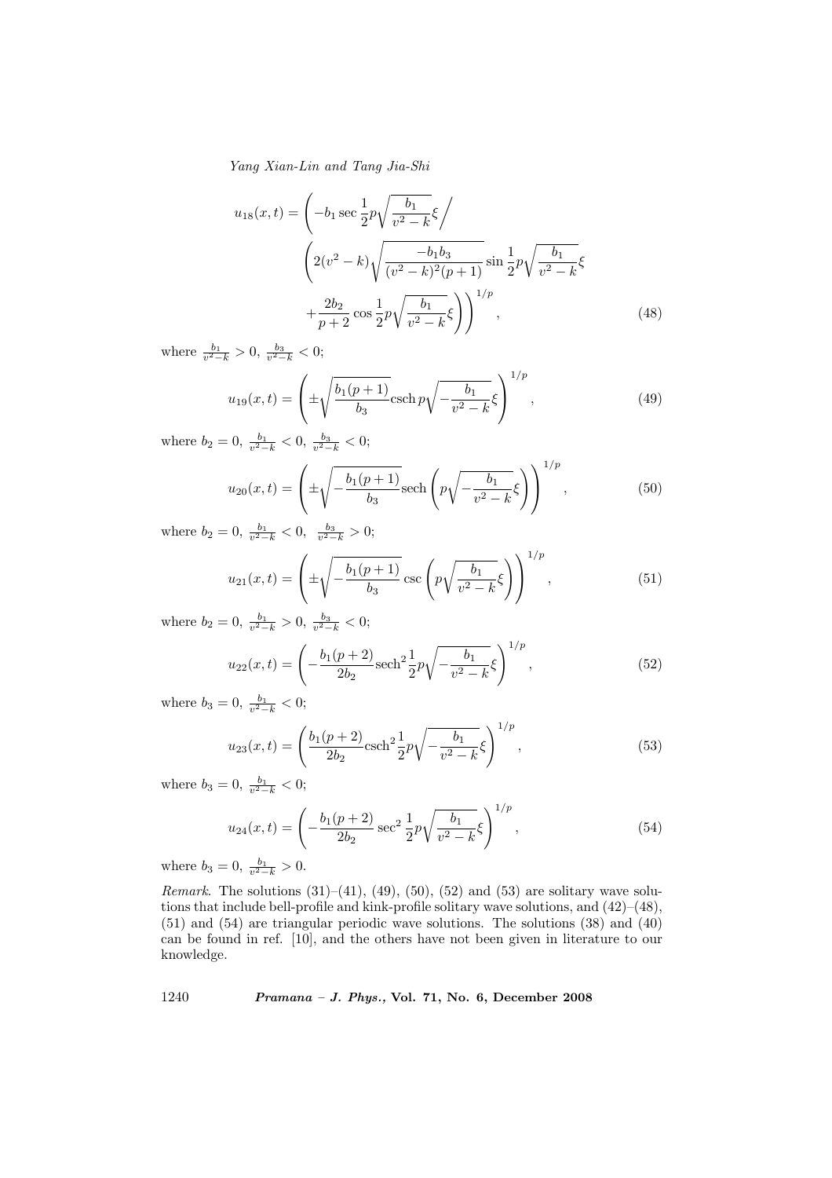$$
u_{18}(x,t) = \left( -b_1 \sec \frac{1}{2} p \sqrt{\frac{b_1}{v^2-k}} \xi \Bigg/ \left( 2(v^2-k) \sqrt{\frac{-b_1 b_3}{(v^2-k)^2(p+1)}} \sin \frac{1}{2} p \sqrt{\frac{b_1}{v^2-k}} \xi + \frac{2b_2}{p+2} \cos \frac{1}{2} p \sqrt{\frac{b_1}{v^2-k}} \xi \right) \right)^{1/p}, \tag{48}
$$

where $\frac{b_1}{v^2-k} > 0$, $\frac{b_3}{v^2-k} < 0$;

$$
u_{19}(x,t) = \left( \pm \sqrt{\frac{b_1(p+1)}{b_3}} \operatorname{csch} p \sqrt{-\frac{b_1}{v^2-k}} \xi \right)^{1/p}, \tag{49}
$$

where $b_2 = 0$, $\frac{b_1}{v^2-k} < 0$, $\frac{b_3}{v^2-k} < 0$;

$$
u_{20}(x,t) = \left( \pm \sqrt{-\frac{b_1(p+1)}{b_3}} \operatorname{sech} \left( p \sqrt{-\frac{b_1}{v^2-k}} \xi \right) \right)^{1/p}, \tag{50}
$$

where $b_2 = 0$, $\frac{b_1}{v^2-k} < 0$, $\frac{b_3}{v^2-k} > 0$;

$$
u_{21}(x,t) = \left( \pm \sqrt{-\frac{b_1(p+1)}{b_3}} \csc \left( p \sqrt{\frac{b_1}{v^2-k}} \xi \right) \right)^{1/p}, \tag{51}
$$

where $b_2 = 0$, $\frac{b_1}{v^2-k} > 0$, $\frac{b_3}{v^2-k} < 0$;

$$
u_{22}(x,t) = \left( -\frac{b_1(p+2)}{2b_2} \operatorname{sech}^2 \frac{1}{2} p \sqrt{-\frac{b_1}{v^2-k}} \xi \right)^{1/p}, \tag{52}
$$

where $b_3 = 0$, $\frac{b_1}{v^2-k} < 0$;

$$
u_{23}(x,t) = \left( \frac{b_1(p+2)}{2b_2} \operatorname{csch}^2 \frac{1}{2} p \sqrt{-\frac{b_1}{v^2-k}} \xi \right)^{1/p}, \tag{53}
$$

where $b_3 = 0$, $\frac{b_1}{v^2-k} < 0$;

$$
u_{24}(x,t) = \left( -\frac{b_1(p+2)}{2b_2} \sec^2 \frac{1}{2} p \sqrt{\frac{b_1}{v^2-k}} \xi \right)^{1/p}, \tag{54}
$$

where $b_3 = 0$, $\frac{b_1}{v^2-k} > 0$.

*Remark*. The solutions (31)–(41), (49), (50), (52) and (53) are solitary wave solutions that include bell-profile and kink-profile solitary wave solutions, and (42)–(48), (51) and (54) are triangular periodic wave solutions. The solutions (38) and (40) can be found in ref. [10], and the others have not been given in literature to our knowledge.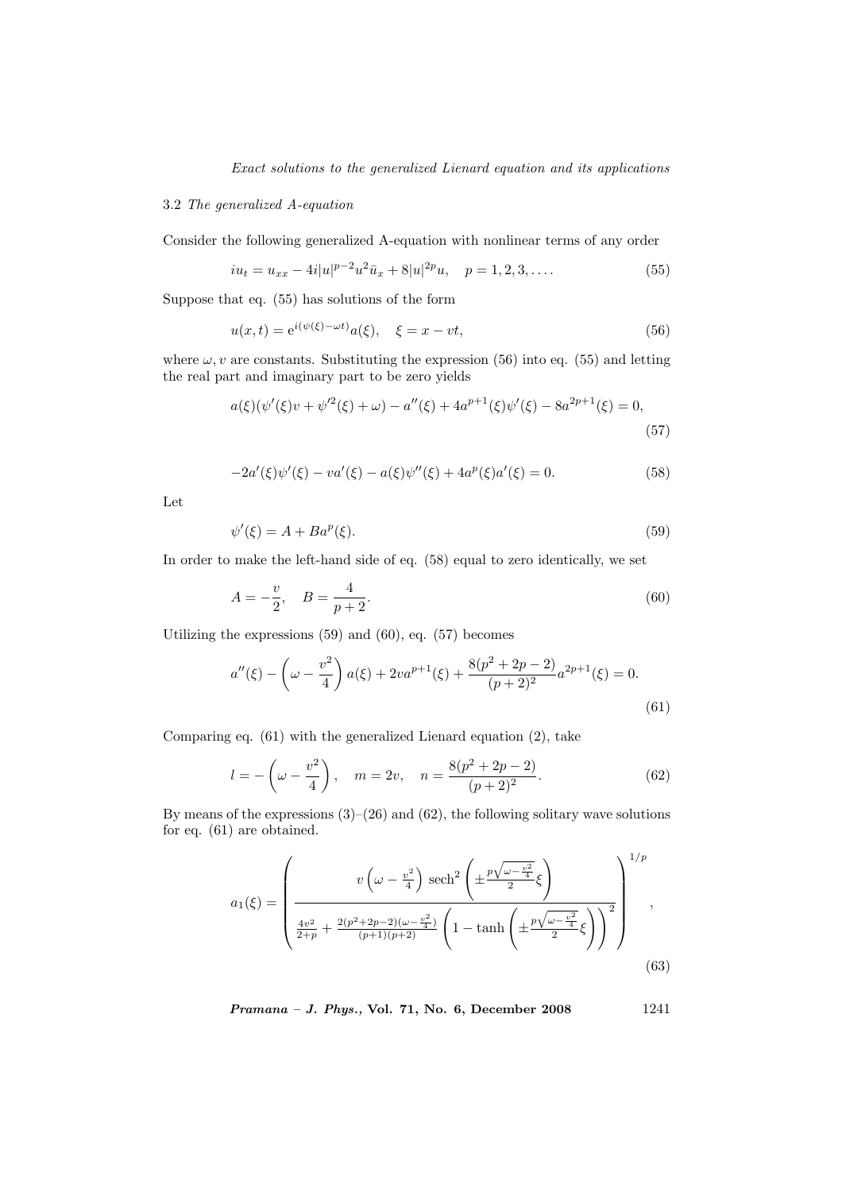### 3.2 *The generalized A-equation*

Consider the following generalized A-equation with nonlinear terms of any order

$$iu_t = u_{xx} - 4i|u|^{p-2}u^2\bar{u}_x + 8|u|^{2p}u, \quad p = 1, 2, 3, \ldots. \tag{55}$$

Suppose that eq. (55) has solutions of the form

$$u(x,t) = \mathrm{e}^{i(\psi(\xi)-\omega t)}a(\xi), \quad \xi = x - vt, \tag{56}$$

where $\omega, v$ are constants. Substituting the expression (56) into eq. (55) and letting the real part and imaginary part to be zero yields

$$a(\xi)(\psi'(\xi)v + \psi'^2(\xi) + \omega) - a''(\xi) + 4a^{p+1}(\xi)\psi'(\xi) - 8a^{2p+1}(\xi) = 0, \tag{57}$$

$$-2a'(\xi)\psi'(\xi) - va'(\xi) - a(\xi)\psi''(\xi) + 4a^p(\xi)a'(\xi) = 0. \tag{58}$$

Let

$$\psi'(\xi) = A + Ba^p(\xi). \tag{59}$$

In order to make the left-hand side of eq. (58) equal to zero identically, we set

$$A = -\frac{v}{2}, \quad B = \frac{4}{p+2}. \tag{60}$$

Utilizing the expressions (59) and (60), eq. (57) becomes

$$a''(\xi) - \left(\omega - \frac{v^2}{4}\right)a(\xi) + 2va^{p+1}(\xi) + \frac{8(p^2+2p-2)}{(p+2)^2}a^{2p+1}(\xi) = 0. \tag{61}$$

Comparing eq. (61) with the generalized Lienard equation (2), take

$$l = -\left(\omega - \frac{v^2}{4}\right), \quad m = 2v, \quad n = \frac{8(p^2+2p-2)}{(p+2)^2}. \tag{62}$$

By means of the expressions (3)–(26) and (62), the following solitary wave solutions for eq. (61) are obtained.

$$a_1(\xi) = \left(\frac{v\left(\omega - \frac{v^2}{4}\right)\operatorname{sech}^2\left(\pm\frac{p\sqrt{\omega - \frac{v^2}{4}}}{2}\xi\right)}{\frac{4v^2}{2+p} + \frac{2(p^2+2p-2)(\omega - \frac{v^2}{4})}{(p+1)(p+2)}\left(1 - \tanh\left(\pm\frac{p\sqrt{\omega - \frac{v^2}{4}}}{2}\xi\right)\right)^2}\right)^{1/p}, \tag{63}$$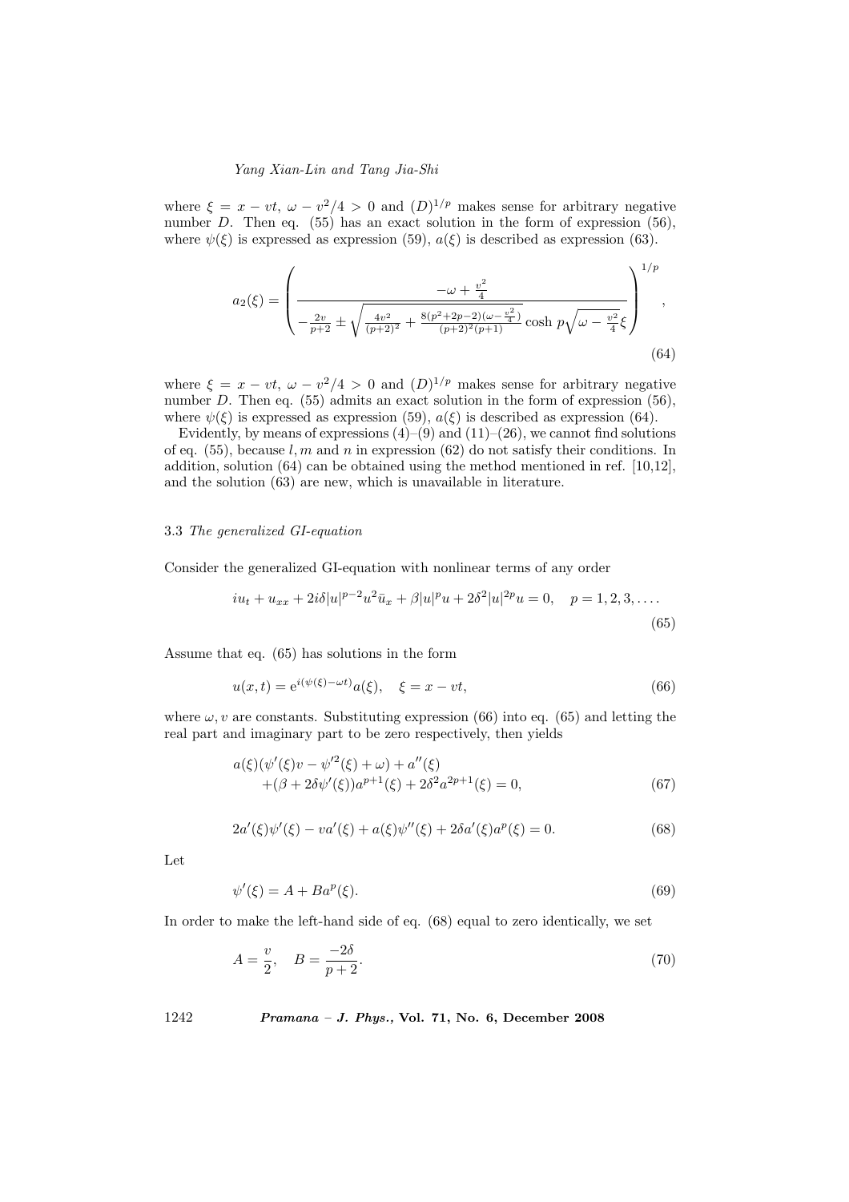where $\xi = x - vt$, $\omega - v^2/4 > 0$ and $(D)^{1/p}$ makes sense for arbitrary negative number $D$. Then eq. (55) has an exact solution in the form of expression (56), where $\psi(\xi)$ is expressed as expression (59), $a(\xi)$ is described as expression (63).

$$a_2(\xi) = \left( \frac{-\omega + \frac{v^2}{4}}{-\frac{2v}{p+2} \pm \sqrt{\frac{4v^2}{(p+2)^2} + \frac{8(p^2+2p-2)(\omega - \frac{v^2}{4})}{(p+2)^2(p+1)}} \cosh p\sqrt{\omega - \frac{v^2}{4}}\xi} \right)^{1/p}, \tag{64}$$

where $\xi = x - vt$, $\omega - v^2/4 > 0$ and $(D)^{1/p}$ makes sense for arbitrary negative number $D$. Then eq. (55) admits an exact solution in the form of expression (56), where $\psi(\xi)$ is expressed as expression (59), $a(\xi)$ is described as expression (64).

Evidently, by means of expressions (4)–(9) and (11)–(26), we cannot find solutions of eq. (55), because $l, m$ and $n$ in expression (62) do not satisfy their conditions. In addition, solution (64) can be obtained using the method mentioned in ref. [10,12], and the solution (63) are new, which is unavailable in literature.

### 3.3 *The generalized GI-equation*

Consider the generalized GI-equation with nonlinear terms of any order

$$iu_t + u_{xx} + 2i\delta|u|^{p-2}u^2\bar{u}_x + \beta|u|^p u + 2\delta^2|u|^{2p}u = 0, \quad p = 1, 2, 3, \ldots. \tag{65}$$

Assume that eq. (65) has solutions in the form

$$u(x,t) = \mathrm{e}^{i(\psi(\xi) - \omega t)}a(\xi), \quad \xi = x - vt, \tag{66}$$

where $\omega, v$ are constants. Substituting expression (66) into eq. (65) and letting the real part and imaginary part to be zero respectively, then yields

$$\begin{aligned} &a(\xi)(\psi'(\xi)v - \psi'^2(\xi) + \omega) + a''(\xi) \\ &+(\beta + 2\delta\psi'(\xi))a^{p+1}(\xi) + 2\delta^2 a^{2p+1}(\xi) = 0, \end{aligned} \tag{67}$$

$$2a'(\xi)\psi'(\xi) - va'(\xi) + a(\xi)\psi''(\xi) + 2\delta a'(\xi)a^p(\xi) = 0. \tag{68}$$

Let

$$\psi'(\xi) = A + Ba^p(\xi). \tag{69}$$

In order to make the left-hand side of eq. (68) equal to zero identically, we set

$$A = \frac{v}{2}, \quad B = \frac{-2\delta}{p+2}. \tag{70}$$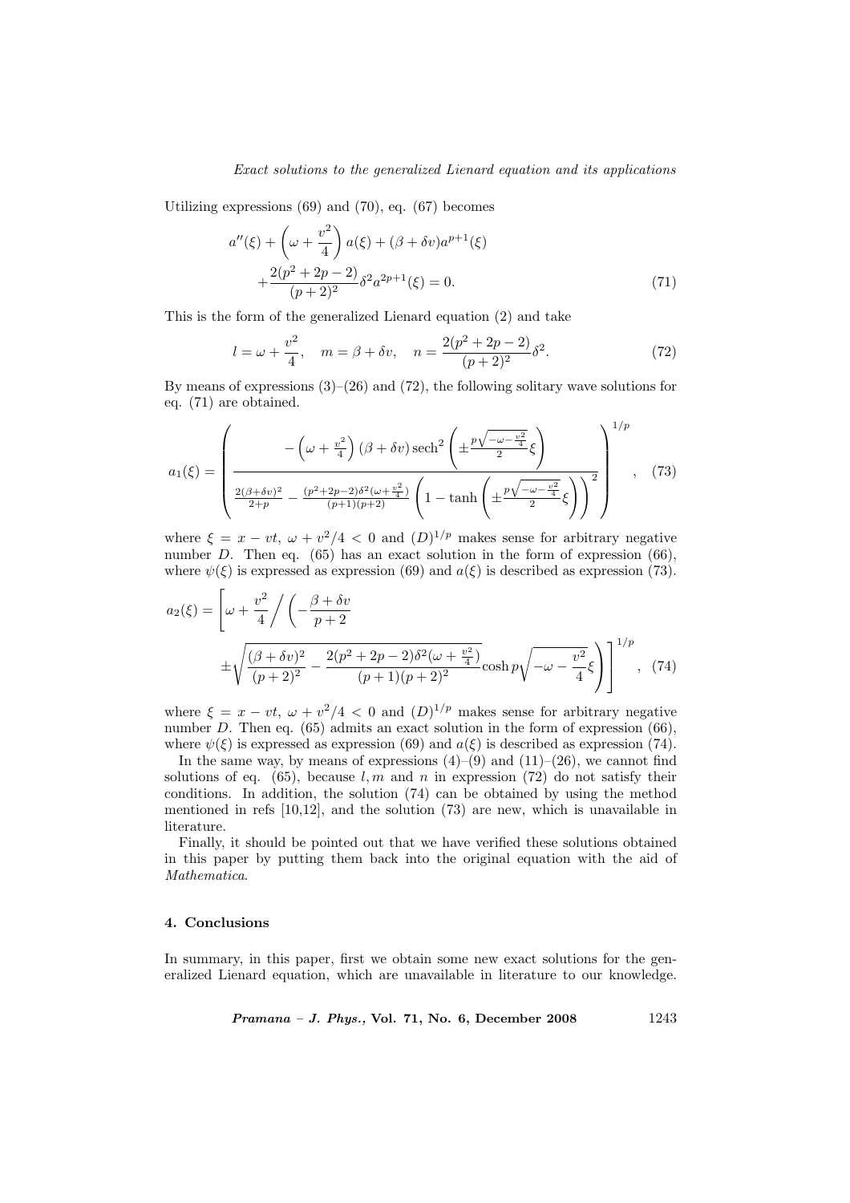Utilizing expressions (69) and (70), eq. (67) becomes

$$a''(\xi) + \left(\omega + \frac{v^2}{4}\right) a(\xi) + (\beta + \delta v) a^{p+1}(\xi) + \frac{2(p^2+2p-2)}{(p+2)^2}\delta^2 a^{2p+1}(\xi) = 0. \tag{71}$$

This is the form of the generalized Lienard equation (2) and take

$$l = \omega + \frac{v^2}{4}, \quad m = \beta + \delta v, \quad n = \frac{2(p^2+2p-2)}{(p+2)^2}\delta^2. \tag{72}$$

By means of expressions (3)–(26) and (72), the following solitary wave solutions for eq. (71) are obtained.

$$a_1(\xi) = \left( \frac{-\left(\omega + \frac{v^2}{4}\right)(\beta+\delta v)\,\mathrm{sech}^2\left(\pm \frac{p\sqrt{-\omega - \frac{v^2}{4}}}{2}\xi\right)}{\frac{2(\beta+\delta v)^2}{2+p} - \frac{(p^2+2p-2)\delta^2(\omega + \frac{v^2}{4})}{(p+1)(p+2)}\left(1 - \tanh\left(\pm\frac{p\sqrt{-\omega-\frac{v^2}{4}}}{2}\xi\right)\right)^2} \right)^{1/p}, \tag{73}$$

where $\xi = x - vt$, $\omega + v^2/4 < 0$ and $(D)^{1/p}$ makes sense for arbitrary negative number $D$. Then eq. (65) has an exact solution in the form of expression (66), where $\psi(\xi)$ is expressed as expression (69) and $a(\xi)$ is described as expression (73).

$$a_2(\xi) = \left[\omega + \frac{v^2}{4} \Big/ \left(-\frac{\beta+\delta v}{p+2} \pm \sqrt{\frac{(\beta+\delta v)^2}{(p+2)^2} - \frac{2(p^2+2p-2)\delta^2(\omega+\frac{v^2}{4})}{(p+1)(p+2)^2}}\cosh p\sqrt{-\omega - \frac{v^2}{4}}\xi\right)\right]^{1/p}, \tag{74}$$

where $\xi = x - vt$, $\omega + v^2/4 < 0$ and $(D)^{1/p}$ makes sense for arbitrary negative number $D$. Then eq. (65) admits an exact solution in the form of expression (66), where $\psi(\xi)$ is expressed as expression (69) and $a(\xi)$ is described as expression (74).

In the same way, by means of expressions (4)–(9) and (11)–(26), we cannot find solutions of eq. (65), because $l, m$ and $n$ in expression (72) do not satisfy their conditions. In addition, the solution (74) can be obtained by using the method mentioned in refs [10,12], and the solution (73) are new, which is unavailable in literature.

Finally, it should be pointed out that we have verified these solutions obtained in this paper by putting them back into the original equation with the aid of *Mathematica*.

## 4. Conclusions

In summary, in this paper, first we obtain some new exact solutions for the generalized Lienard equation, which are unavailable in literature to our knowledge.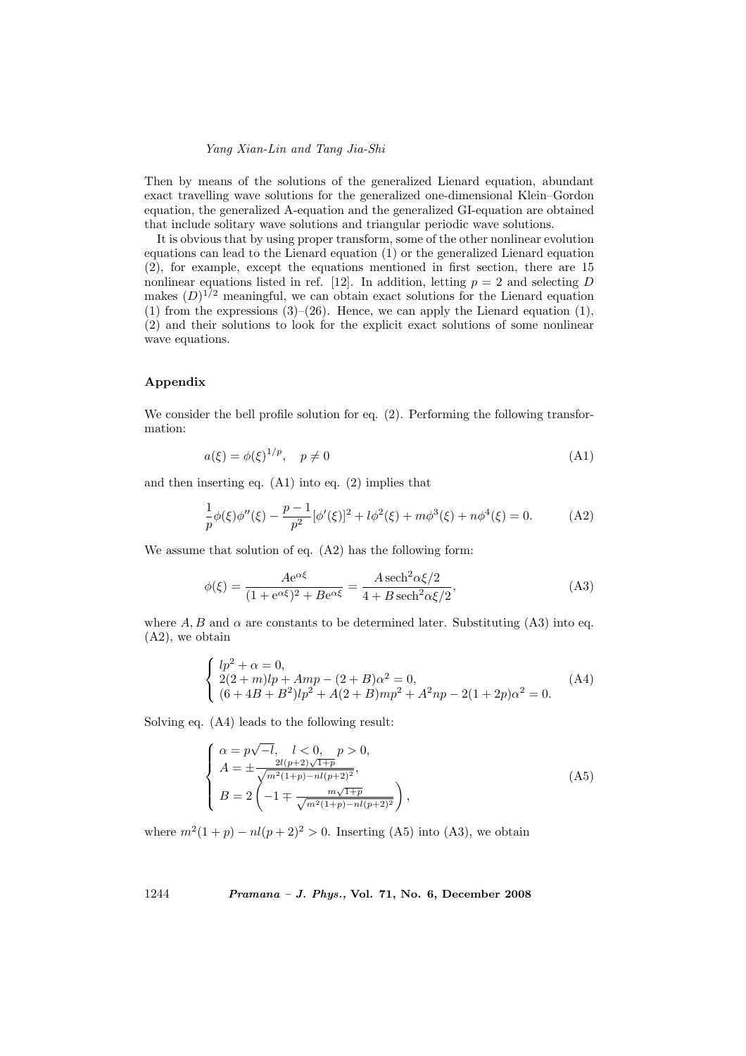Then by means of the solutions of the generalized Lienard equation, abundant exact travelling wave solutions for the generalized one-dimensional Klein–Gordon equation, the generalized A-equation and the generalized GI-equation are obtained that include solitary wave solutions and triangular periodic wave solutions.

It is obvious that by using proper transform, some of the other nonlinear evolution equations can lead to the Lienard equation (1) or the generalized Lienard equation (2), for example, except the equations mentioned in first section, there are 15 nonlinear equations listed in ref. [12]. In addition, letting $p = 2$ and selecting $D$ makes $(D)^{1/2}$ meaningful, we can obtain exact solutions for the Lienard equation (1) from the expressions (3)–(26). Hence, we can apply the Lienard equation (1), (2) and their solutions to look for the explicit exact solutions of some nonlinear wave equations.

## Appendix

We consider the bell profile solution for eq. (2). Performing the following transformation:

$$a(\xi) = \phi(\xi)^{1/p}, \quad p \neq 0 \tag{A1}$$

and then inserting eq. (A1) into eq. (2) implies that

$$\frac{1}{p}\phi(\xi)\phi''(\xi) - \frac{p-1}{p^2}[\phi'(\xi)]^2 + l\phi^2(\xi) + m\phi^3(\xi) + n\phi^4(\xi) = 0. \tag{A2}$$

We assume that solution of eq. (A2) has the following form:

$$\phi(\xi) = \frac{A\mathrm{e}^{\alpha\xi}}{(1+\mathrm{e}^{\alpha\xi})^2 + B\mathrm{e}^{\alpha\xi}} = \frac{A\,\mathrm{sech}^2\alpha\xi/2}{4 + B\,\mathrm{sech}^2\alpha\xi/2}, \tag{A3}$$

where $A, B$ and $\alpha$ are constants to be determined later. Substituting (A3) into eq. (A2), we obtain

$$\begin{cases} lp^2 + \alpha = 0, \\ 2(2+m)lp + Amp - (2+B)\alpha^2 = 0, \\ (6 + 4B + B^2)lp^2 + A(2+B)mp^2 + A^2np - 2(1+2p)\alpha^2 = 0. \end{cases} \tag{A4}$$

Solving eq. (A4) leads to the following result:

$$\begin{cases} \alpha = p\sqrt{-l}, \quad l < 0, \quad p > 0, \\ A = \pm\frac{2l(p+2)\sqrt{1+p}}{\sqrt{m^2(1+p) - nl(p+2)^2}}, \\ B = 2\left(-1 \mp \frac{m\sqrt{1+p}}{\sqrt{m^2(1+p) - nl(p+2)^2}}\right), \end{cases} \tag{A5}$$

where $m^2(1+p) - nl(p+2)^2 > 0$. Inserting (A5) into (A3), we obtain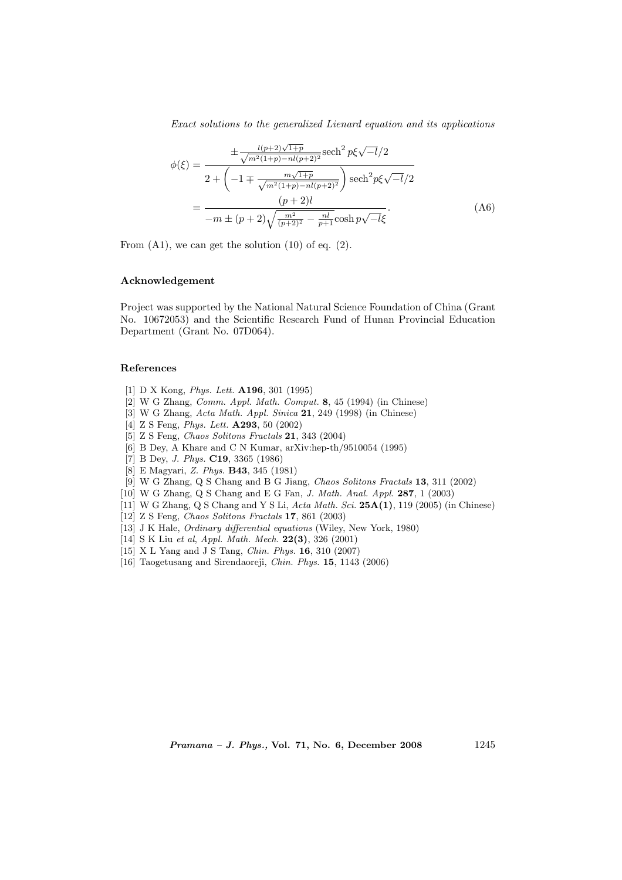$$
\begin{aligned}
\phi(\xi) &= \frac{\pm \frac{l(p+2)\sqrt{1+p}}{\sqrt{m^2(1+p)-nl(p+2)^2}} \operatorname{sech}^2 p\xi\sqrt{-l}/2}{2 + \left(-1 \mp \frac{m\sqrt{1+p}}{\sqrt{m^2(1+p)-nl(p+2)^2}}\right) \operatorname{sech}^2 p\xi\sqrt{-l}/2} \\
&= \frac{(p+2)l}{-m \pm (p+2)\sqrt{\frac{m^2}{(p+2)^2} - \frac{nl}{p+1}} \cosh p\sqrt{-l}\xi}. \qquad \text{(A6)}
\end{aligned}
$$

From (A1), we can get the solution (10) of eq. (2).

### Acknowledgement

Project was supported by the National Natural Science Foundation of China (Grant No. 10672053) and the Scientific Research Fund of Hunan Provincial Education Department (Grant No. 07D064).

### References

[1] D X Kong, *Phys. Lett.* **A196**, 301 (1995)
[2] W G Zhang, *Comm. Appl. Math. Comput.* **8**, 45 (1994) (in Chinese)
[3] W G Zhang, *Acta Math. Appl. Sinica* **21**, 249 (1998) (in Chinese)
[4] Z S Feng, *Phys. Lett.* **A293**, 50 (2002)
[5] Z S Feng, *Chaos Solitons Fractals* **21**, 343 (2004)
[6] B Dey, A Khare and C N Kumar, arXiv:hep-th/9510054 (1995)
[7] B Dey, *J. Phys.* **C19**, 3365 (1986)
[8] E Magyari, *Z. Phys.* **B43**, 345 (1981)
[9] W G Zhang, Q S Chang and B G Jiang, *Chaos Solitons Fractals* **13**, 311 (2002)
[10] W G Zhang, Q S Chang and E G Fan, *J. Math. Anal. Appl.* **287**, 1 (2003)
[11] W G Zhang, Q S Chang and Y S Li, *Acta Math. Sci.* **25A(1)**, 119 (2005) (in Chinese)
[12] Z S Feng, *Chaos Solitons Fractals* **17**, 861 (2003)
[13] J K Hale, *Ordinary differential equations* (Wiley, New York, 1980)
[14] S K Liu *et al*, *Appl. Math. Mech.* **22(3)**, 326 (2001)
[15] X L Yang and J S Tang, *Chin. Phys.* **16**, 310 (2007)
[16] Taogetusang and Sirendaoreji, *Chin. Phys.* **15**, 1143 (2006)